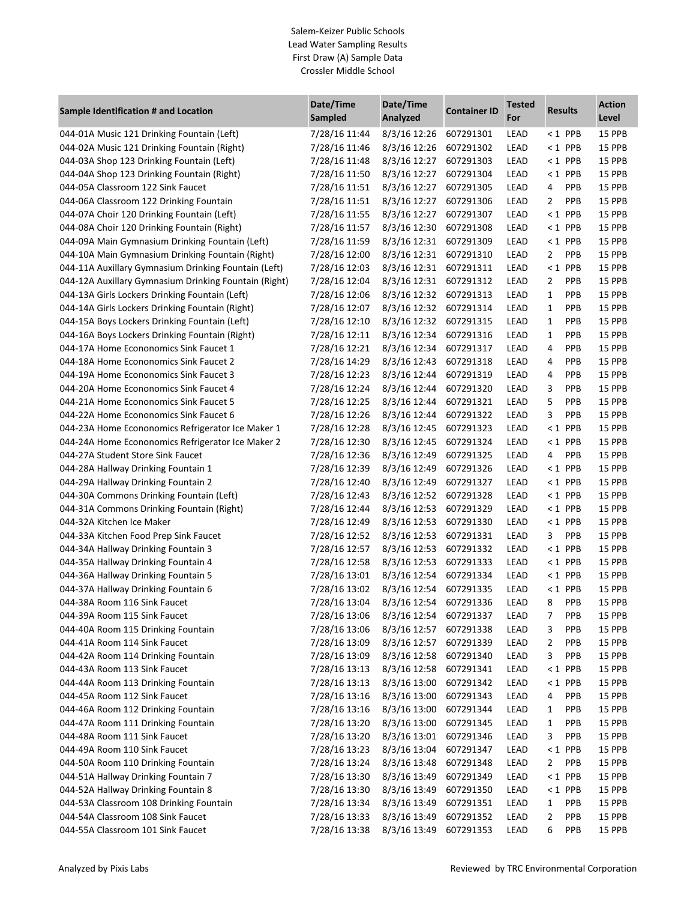Salem-Keizer Public Schools
Lead Water Sampling Results
First Draw (A) Sample Data
Crossler Middle School

| Sample Identification # and Location | Date/Time Sampled | Date/Time Analyzed | Container ID | Tested For | Results | Action Level |
|---|---|---|---|---|---|---|
| 044-01A Music 121 Drinking Fountain (Left) | 7/28/16 11:44 | 8/3/16 12:26 | 607291301 | LEAD | < 1 PPB | 15 PPB |
| 044-02A Music 121 Drinking Fountain (Right) | 7/28/16 11:46 | 8/3/16 12:26 | 607291302 | LEAD | < 1 PPB | 15 PPB |
| 044-03A Shop 123 Drinking Fountain (Left) | 7/28/16 11:48 | 8/3/16 12:27 | 607291303 | LEAD | < 1 PPB | 15 PPB |
| 044-04A Shop 123 Drinking Fountain (Right) | 7/28/16 11:50 | 8/3/16 12:27 | 607291304 | LEAD | < 1 PPB | 15 PPB |
| 044-05A Classroom 122 Sink Faucet | 7/28/16 11:51 | 8/3/16 12:27 | 607291305 | LEAD | 4 PPB | 15 PPB |
| 044-06A Classroom 122 Drinking Fountain | 7/28/16 11:51 | 8/3/16 12:27 | 607291306 | LEAD | 2 PPB | 15 PPB |
| 044-07A Choir 120 Drinking Fountain (Left) | 7/28/16 11:55 | 8/3/16 12:27 | 607291307 | LEAD | < 1 PPB | 15 PPB |
| 044-08A Choir 120 Drinking Fountain (Right) | 7/28/16 11:57 | 8/3/16 12:30 | 607291308 | LEAD | < 1 PPB | 15 PPB |
| 044-09A Main Gymnasium Drinking Fountain (Left) | 7/28/16 11:59 | 8/3/16 12:31 | 607291309 | LEAD | < 1 PPB | 15 PPB |
| 044-10A Main Gymnasium Drinking Fountain (Right) | 7/28/16 12:00 | 8/3/16 12:31 | 607291310 | LEAD | 2 PPB | 15 PPB |
| 044-11A Auxillary Gymnasium Drinking Fountain (Left) | 7/28/16 12:03 | 8/3/16 12:31 | 607291311 | LEAD | < 1 PPB | 15 PPB |
| 044-12A Auxillary Gymnasium Drinking Fountain (Right) | 7/28/16 12:04 | 8/3/16 12:31 | 607291312 | LEAD | 2 PPB | 15 PPB |
| 044-13A Girls Lockers Drinking Fountain (Left) | 7/28/16 12:06 | 8/3/16 12:32 | 607291313 | LEAD | 1 PPB | 15 PPB |
| 044-14A Girls Lockers Drinking Fountain (Right) | 7/28/16 12:07 | 8/3/16 12:32 | 607291314 | LEAD | 1 PPB | 15 PPB |
| 044-15A Boys Lockers Drinking Fountain (Left) | 7/28/16 12:10 | 8/3/16 12:32 | 607291315 | LEAD | 1 PPB | 15 PPB |
| 044-16A Boys Lockers Drinking Fountain (Right) | 7/28/16 12:11 | 8/3/16 12:34 | 607291316 | LEAD | 1 PPB | 15 PPB |
| 044-17A Home Econonomics Sink Faucet 1 | 7/28/16 12:21 | 8/3/16 12:34 | 607291317 | LEAD | 4 PPB | 15 PPB |
| 044-18A Home Econonomics Sink Faucet 2 | 7/28/16 14:29 | 8/3/16 12:43 | 607291318 | LEAD | 4 PPB | 15 PPB |
| 044-19A Home Econonomics Sink Faucet 3 | 7/28/16 12:23 | 8/3/16 12:44 | 607291319 | LEAD | 4 PPB | 15 PPB |
| 044-20A Home Econonomics Sink Faucet 4 | 7/28/16 12:24 | 8/3/16 12:44 | 607291320 | LEAD | 3 PPB | 15 PPB |
| 044-21A Home Econonomics Sink Faucet 5 | 7/28/16 12:25 | 8/3/16 12:44 | 607291321 | LEAD | 5 PPB | 15 PPB |
| 044-22A Home Econonomics Sink Faucet 6 | 7/28/16 12:26 | 8/3/16 12:44 | 607291322 | LEAD | 3 PPB | 15 PPB |
| 044-23A Home Econonomics Refrigerator Ice Maker 1 | 7/28/16 12:28 | 8/3/16 12:45 | 607291323 | LEAD | < 1 PPB | 15 PPB |
| 044-24A Home Econonomics Refrigerator Ice Maker 2 | 7/28/16 12:30 | 8/3/16 12:45 | 607291324 | LEAD | < 1 PPB | 15 PPB |
| 044-27A Student Store Sink Faucet | 7/28/16 12:36 | 8/3/16 12:49 | 607291325 | LEAD | 4 PPB | 15 PPB |
| 044-28A Hallway Drinking Fountain 1 | 7/28/16 12:39 | 8/3/16 12:49 | 607291326 | LEAD | < 1 PPB | 15 PPB |
| 044-29A Hallway Drinking Fountain 2 | 7/28/16 12:40 | 8/3/16 12:49 | 607291327 | LEAD | < 1 PPB | 15 PPB |
| 044-30A Commons Drinking Fountain (Left) | 7/28/16 12:43 | 8/3/16 12:52 | 607291328 | LEAD | < 1 PPB | 15 PPB |
| 044-31A Commons Drinking Fountain (Right) | 7/28/16 12:44 | 8/3/16 12:53 | 607291329 | LEAD | < 1 PPB | 15 PPB |
| 044-32A Kitchen Ice Maker | 7/28/16 12:49 | 8/3/16 12:53 | 607291330 | LEAD | < 1 PPB | 15 PPB |
| 044-33A Kitchen Food Prep Sink Faucet | 7/28/16 12:52 | 8/3/16 12:53 | 607291331 | LEAD | 3 PPB | 15 PPB |
| 044-34A Hallway Drinking Fountain 3 | 7/28/16 12:57 | 8/3/16 12:53 | 607291332 | LEAD | < 1 PPB | 15 PPB |
| 044-35A Hallway Drinking Fountain 4 | 7/28/16 12:58 | 8/3/16 12:53 | 607291333 | LEAD | < 1 PPB | 15 PPB |
| 044-36A Hallway Drinking Fountain 5 | 7/28/16 13:01 | 8/3/16 12:54 | 607291334 | LEAD | < 1 PPB | 15 PPB |
| 044-37A Hallway Drinking Fountain 6 | 7/28/16 13:02 | 8/3/16 12:54 | 607291335 | LEAD | < 1 PPB | 15 PPB |
| 044-38A Room 116 Sink Faucet | 7/28/16 13:04 | 8/3/16 12:54 | 607291336 | LEAD | 8 PPB | 15 PPB |
| 044-39A Room 115 Sink Faucet | 7/28/16 13:06 | 8/3/16 12:54 | 607291337 | LEAD | 7 PPB | 15 PPB |
| 044-40A Room 115 Drinking Fountain | 7/28/16 13:06 | 8/3/16 12:57 | 607291338 | LEAD | 3 PPB | 15 PPB |
| 044-41A Room 114 Sink Faucet | 7/28/16 13:09 | 8/3/16 12:57 | 607291339 | LEAD | 2 PPB | 15 PPB |
| 044-42A Room 114 Drinking Fountain | 7/28/16 13:09 | 8/3/16 12:58 | 607291340 | LEAD | 3 PPB | 15 PPB |
| 044-43A Room 113 Sink Faucet | 7/28/16 13:13 | 8/3/16 12:58 | 607291341 | LEAD | < 1 PPB | 15 PPB |
| 044-44A Room 113 Drinking Fountain | 7/28/16 13:13 | 8/3/16 13:00 | 607291342 | LEAD | < 1 PPB | 15 PPB |
| 044-45A Room 112 Sink Faucet | 7/28/16 13:16 | 8/3/16 13:00 | 607291343 | LEAD | 4 PPB | 15 PPB |
| 044-46A Room 112 Drinking Fountain | 7/28/16 13:16 | 8/3/16 13:00 | 607291344 | LEAD | 1 PPB | 15 PPB |
| 044-47A Room 111 Drinking Fountain | 7/28/16 13:20 | 8/3/16 13:00 | 607291345 | LEAD | 1 PPB | 15 PPB |
| 044-48A Room 111 Sink Faucet | 7/28/16 13:20 | 8/3/16 13:01 | 607291346 | LEAD | 3 PPB | 15 PPB |
| 044-49A Room 110 Sink Faucet | 7/28/16 13:23 | 8/3/16 13:04 | 607291347 | LEAD | < 1 PPB | 15 PPB |
| 044-50A Room 110 Drinking Fountain | 7/28/16 13:24 | 8/3/16 13:48 | 607291348 | LEAD | 2 PPB | 15 PPB |
| 044-51A Hallway Drinking Fountain 7 | 7/28/16 13:30 | 8/3/16 13:49 | 607291349 | LEAD | < 1 PPB | 15 PPB |
| 044-52A Hallway Drinking Fountain 8 | 7/28/16 13:30 | 8/3/16 13:49 | 607291350 | LEAD | < 1 PPB | 15 PPB |
| 044-53A Classroom 108 Drinking Fountain | 7/28/16 13:34 | 8/3/16 13:49 | 607291351 | LEAD | 1 PPB | 15 PPB |
| 044-54A Classroom 108 Sink Faucet | 7/28/16 13:33 | 8/3/16 13:49 | 607291352 | LEAD | 2 PPB | 15 PPB |
| 044-55A Classroom 101 Sink Faucet | 7/28/16 13:38 | 8/3/16 13:49 | 607291353 | LEAD | 6 PPB | 15 PPB |

Analyzed by Pixis Labs

Reviewed by TRC Environmental Corporation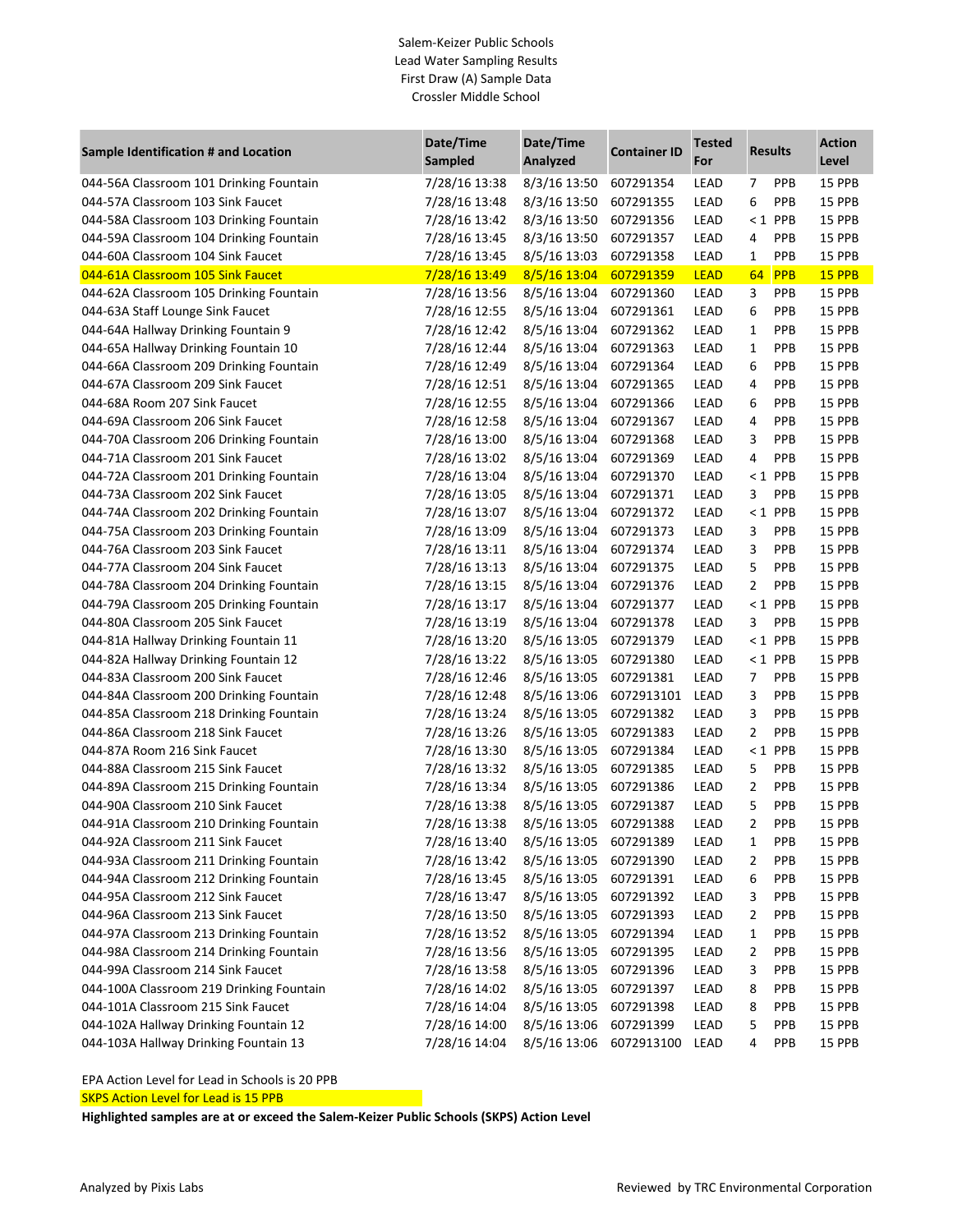Salem-Keizer Public Schools
Lead Water Sampling Results
First Draw (A) Sample Data
Crossler Middle School

| Sample Identification # and Location | Date/Time Sampled | Date/Time Analyzed | Container ID | Tested For | Results | | Action Level |
|---|---|---|---|---|---|---|---|
| 044-56A Classroom 101 Drinking Fountain | 7/28/16 13:38 | 8/3/16 13:50 | 607291354 | LEAD | 7 | PPB | 15 PPB |
| 044-57A Classroom 103 Sink Faucet | 7/28/16 13:48 | 8/3/16 13:50 | 607291355 | LEAD | 6 | PPB | 15 PPB |
| 044-58A Classroom 103 Drinking Fountain | 7/28/16 13:42 | 8/3/16 13:50 | 607291356 | LEAD | < 1 | PPB | 15 PPB |
| 044-59A Classroom 104 Drinking Fountain | 7/28/16 13:45 | 8/3/16 13:50 | 607291357 | LEAD | 4 | PPB | 15 PPB |
| 044-60A Classroom 104 Sink Faucet | 7/28/16 13:45 | 8/5/16 13:03 | 607291358 | LEAD | 1 | PPB | 15 PPB |
| 044-61A Classroom 105 Sink Faucet | 7/28/16 13:49 | 8/5/16 13:04 | 607291359 | LEAD | 64 | PPB | 15 PPB |
| 044-62A Classroom 105 Drinking Fountain | 7/28/16 13:56 | 8/5/16 13:04 | 607291360 | LEAD | 3 | PPB | 15 PPB |
| 044-63A Staff Lounge Sink Faucet | 7/28/16 12:55 | 8/5/16 13:04 | 607291361 | LEAD | 6 | PPB | 15 PPB |
| 044-64A Hallway Drinking Fountain 9 | 7/28/16 12:42 | 8/5/16 13:04 | 607291362 | LEAD | 1 | PPB | 15 PPB |
| 044-65A Hallway Drinking Fountain 10 | 7/28/16 12:44 | 8/5/16 13:04 | 607291363 | LEAD | 1 | PPB | 15 PPB |
| 044-66A Classroom 209 Drinking Fountain | 7/28/16 12:49 | 8/5/16 13:04 | 607291364 | LEAD | 6 | PPB | 15 PPB |
| 044-67A Classroom 209 Sink Faucet | 7/28/16 12:51 | 8/5/16 13:04 | 607291365 | LEAD | 4 | PPB | 15 PPB |
| 044-68A Room 207 Sink Faucet | 7/28/16 12:55 | 8/5/16 13:04 | 607291366 | LEAD | 6 | PPB | 15 PPB |
| 044-69A Classroom 206 Sink Faucet | 7/28/16 12:58 | 8/5/16 13:04 | 607291367 | LEAD | 4 | PPB | 15 PPB |
| 044-70A Classroom 206 Drinking Fountain | 7/28/16 13:00 | 8/5/16 13:04 | 607291368 | LEAD | 3 | PPB | 15 PPB |
| 044-71A Classroom 201 Sink Faucet | 7/28/16 13:02 | 8/5/16 13:04 | 607291369 | LEAD | 4 | PPB | 15 PPB |
| 044-72A Classroom 201 Drinking Fountain | 7/28/16 13:04 | 8/5/16 13:04 | 607291370 | LEAD | < 1 | PPB | 15 PPB |
| 044-73A Classroom 202 Sink Faucet | 7/28/16 13:05 | 8/5/16 13:04 | 607291371 | LEAD | 3 | PPB | 15 PPB |
| 044-74A Classroom 202 Drinking Fountain | 7/28/16 13:07 | 8/5/16 13:04 | 607291372 | LEAD | < 1 | PPB | 15 PPB |
| 044-75A Classroom 203 Drinking Fountain | 7/28/16 13:09 | 8/5/16 13:04 | 607291373 | LEAD | 3 | PPB | 15 PPB |
| 044-76A Classroom 203 Sink Faucet | 7/28/16 13:11 | 8/5/16 13:04 | 607291374 | LEAD | 3 | PPB | 15 PPB |
| 044-77A Classroom 204 Sink Faucet | 7/28/16 13:13 | 8/5/16 13:04 | 607291375 | LEAD | 5 | PPB | 15 PPB |
| 044-78A Classroom 204 Drinking Fountain | 7/28/16 13:15 | 8/5/16 13:04 | 607291376 | LEAD | 2 | PPB | 15 PPB |
| 044-79A Classroom 205 Drinking Fountain | 7/28/16 13:17 | 8/5/16 13:04 | 607291377 | LEAD | < 1 | PPB | 15 PPB |
| 044-80A Classroom 205 Sink Faucet | 7/28/16 13:19 | 8/5/16 13:04 | 607291378 | LEAD | 3 | PPB | 15 PPB |
| 044-81A Hallway Drinking Fountain 11 | 7/28/16 13:20 | 8/5/16 13:05 | 607291379 | LEAD | < 1 | PPB | 15 PPB |
| 044-82A Hallway Drinking Fountain 12 | 7/28/16 13:22 | 8/5/16 13:05 | 607291380 | LEAD | < 1 | PPB | 15 PPB |
| 044-83A Classroom 200 Sink Faucet | 7/28/16 12:46 | 8/5/16 13:05 | 607291381 | LEAD | 7 | PPB | 15 PPB |
| 044-84A Classroom 200 Drinking Fountain | 7/28/16 12:48 | 8/5/16 13:06 | 6072913101 | LEAD | 3 | PPB | 15 PPB |
| 044-85A Classroom 218 Drinking Fountain | 7/28/16 13:24 | 8/5/16 13:05 | 607291382 | LEAD | 3 | PPB | 15 PPB |
| 044-86A Classroom 218 Sink Faucet | 7/28/16 13:26 | 8/5/16 13:05 | 607291383 | LEAD | 2 | PPB | 15 PPB |
| 044-87A Room 216 Sink Faucet | 7/28/16 13:30 | 8/5/16 13:05 | 607291384 | LEAD | < 1 | PPB | 15 PPB |
| 044-88A Classroom 215 Sink Faucet | 7/28/16 13:32 | 8/5/16 13:05 | 607291385 | LEAD | 5 | PPB | 15 PPB |
| 044-89A Classroom 215 Drinking Fountain | 7/28/16 13:34 | 8/5/16 13:05 | 607291386 | LEAD | 2 | PPB | 15 PPB |
| 044-90A Classroom 210 Sink Faucet | 7/28/16 13:38 | 8/5/16 13:05 | 607291387 | LEAD | 5 | PPB | 15 PPB |
| 044-91A Classroom 210 Drinking Fountain | 7/28/16 13:38 | 8/5/16 13:05 | 607291388 | LEAD | 2 | PPB | 15 PPB |
| 044-92A Classroom 211 Sink Faucet | 7/28/16 13:40 | 8/5/16 13:05 | 607291389 | LEAD | 1 | PPB | 15 PPB |
| 044-93A Classroom 211 Drinking Fountain | 7/28/16 13:42 | 8/5/16 13:05 | 607291390 | LEAD | 2 | PPB | 15 PPB |
| 044-94A Classroom 212 Drinking Fountain | 7/28/16 13:45 | 8/5/16 13:05 | 607291391 | LEAD | 6 | PPB | 15 PPB |
| 044-95A Classroom 212 Sink Faucet | 7/28/16 13:47 | 8/5/16 13:05 | 607291392 | LEAD | 3 | PPB | 15 PPB |
| 044-96A Classroom 213 Sink Faucet | 7/28/16 13:50 | 8/5/16 13:05 | 607291393 | LEAD | 2 | PPB | 15 PPB |
| 044-97A Classroom 213 Drinking Fountain | 7/28/16 13:52 | 8/5/16 13:05 | 607291394 | LEAD | 1 | PPB | 15 PPB |
| 044-98A Classroom 214 Drinking Fountain | 7/28/16 13:56 | 8/5/16 13:05 | 607291395 | LEAD | 2 | PPB | 15 PPB |
| 044-99A Classroom 214 Sink Faucet | 7/28/16 13:58 | 8/5/16 13:05 | 607291396 | LEAD | 3 | PPB | 15 PPB |
| 044-100A Classroom 219 Drinking Fountain | 7/28/16 14:02 | 8/5/16 13:05 | 607291397 | LEAD | 8 | PPB | 15 PPB |
| 044-101A Classroom 215 Sink Faucet | 7/28/16 14:04 | 8/5/16 13:05 | 607291398 | LEAD | 8 | PPB | 15 PPB |
| 044-102A Hallway Drinking Fountain 12 | 7/28/16 14:00 | 8/5/16 13:06 | 607291399 | LEAD | 5 | PPB | 15 PPB |
| 044-103A Hallway Drinking Fountain 13 | 7/28/16 14:04 | 8/5/16 13:06 | 6072913100 | LEAD | 4 | PPB | 15 PPB |

EPA Action Level for Lead in Schools is 20 PPB

SKPS Action Level for Lead is 15 PPB

**Highlighted samples are at or exceed the Salem-Keizer Public Schools (SKPS) Action Level**

Analyzed by Pixis Labs

Reviewed by TRC Environmental Corporation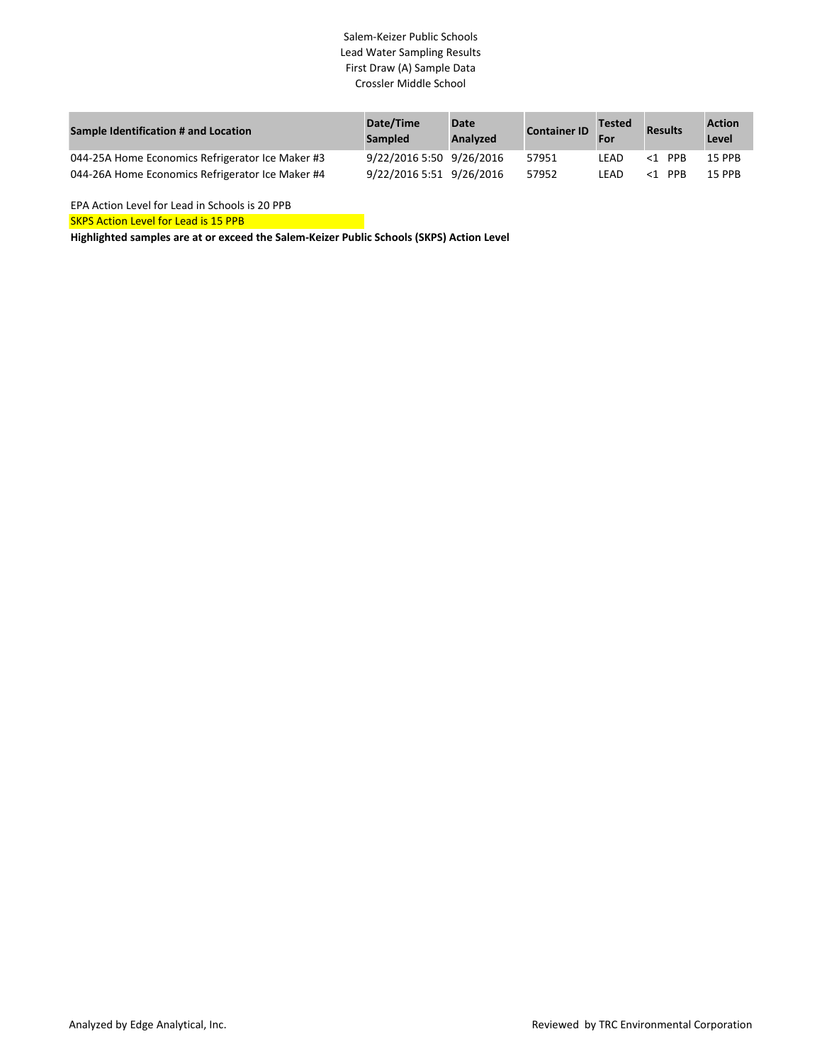Salem-Keizer Public Schools
Lead Water Sampling Results
First Draw (A) Sample Data
Crossler Middle School

| Sample Identification # and Location | Date/Time Sampled | Date Analyzed | Container ID | Tested For | Results | Action Level |
|---|---|---|---|---|---|---|
| 044-25A Home Economics Refrigerator Ice Maker #3 | 9/22/2016 5:50 | 9/26/2016 | 57951 | LEAD | <1 PPB | 15 PPB |
| 044-26A Home Economics Refrigerator Ice Maker #4 | 9/22/2016 5:51 | 9/26/2016 | 57952 | LEAD | <1 PPB | 15 PPB |

EPA Action Level for Lead in Schools is 20 PPB

SKPS Action Level for Lead is 15 PPB

**Highlighted samples are at or exceed the Salem-Keizer Public Schools (SKPS) Action Level**

Analyzed by Edge Analytical, Inc.

Reviewed by TRC Environmental Corporation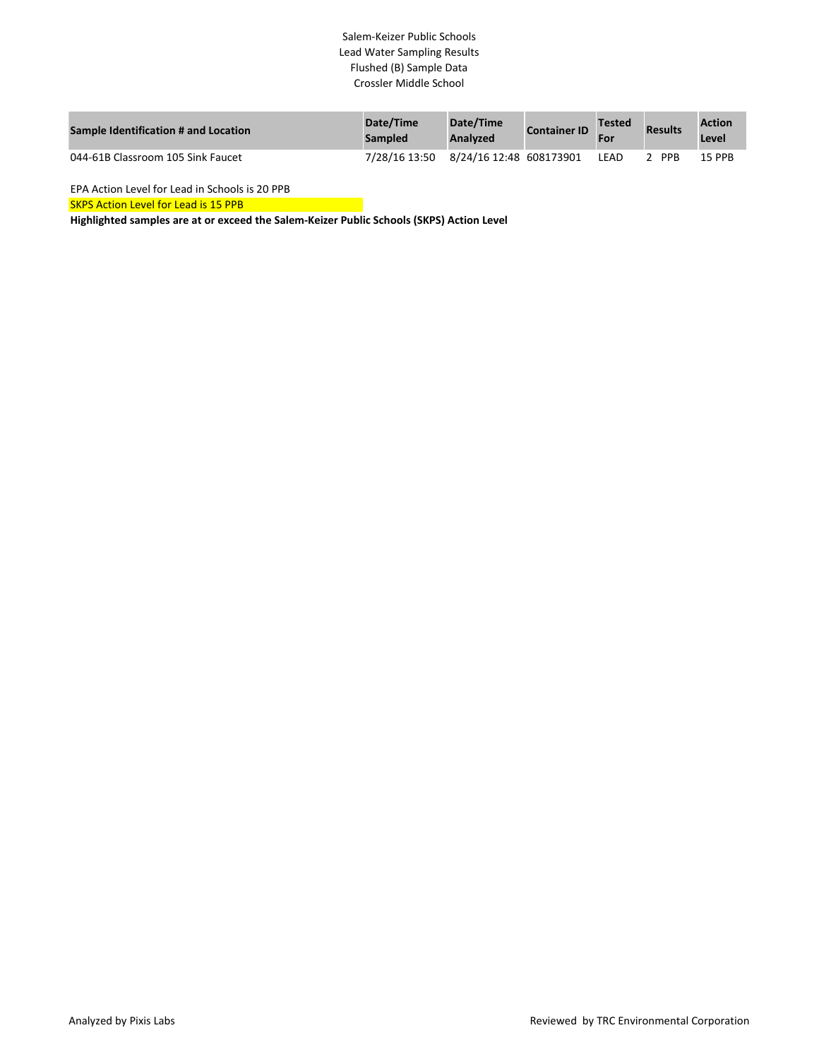Salem-Keizer Public Schools
Lead Water Sampling Results
Flushed (B) Sample Data
Crossler Middle School

| Sample Identification # and Location | Date/Time Sampled | Date/Time Analyzed | Container ID | Tested For | Results | Action Level |
|---|---|---|---|---|---|---|
| 044-61B Classroom 105 Sink Faucet | 7/28/16 13:50 | 8/24/16 12:48 | 608173901 | LEAD | 2 PPB | 15 PPB |

EPA Action Level for Lead in Schools is 20 PPB

SKPS Action Level for Lead is 15 PPB

**Highlighted samples are at or exceed the Salem-Keizer Public Schools (SKPS) Action Level**

Analyzed by Pixis Labs

Reviewed by TRC Environmental Corporation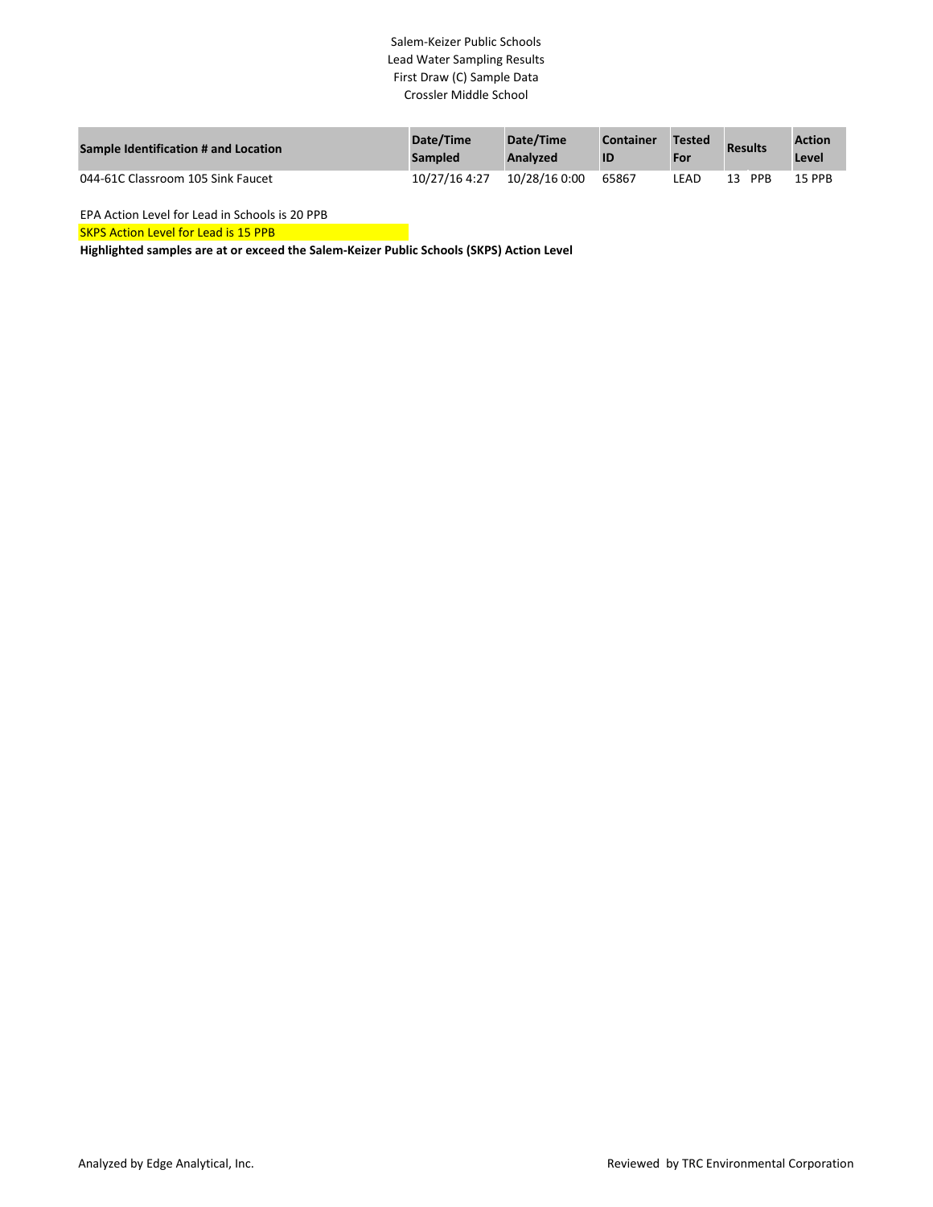Salem-Keizer Public Schools
Lead Water Sampling Results
First Draw (C) Sample Data
Crossler Middle School

| Sample Identification # and Location | Date/Time Sampled | Date/Time Analyzed | Container ID | Tested For | Results | Action Level |
|---|---|---|---|---|---|---|
| 044-61C Classroom 105 Sink Faucet | 10/27/16 4:27 | 10/28/16 0:00 | 65867 | LEAD | 13 PPB | 15 PPB |

EPA Action Level for Lead in Schools is 20 PPB

SKPS Action Level for Lead is 15 PPB

**Highlighted samples are at or exceed the Salem-Keizer Public Schools (SKPS) Action Level**

Analyzed by Edge Analytical, Inc.

Reviewed by TRC Environmental Corporation